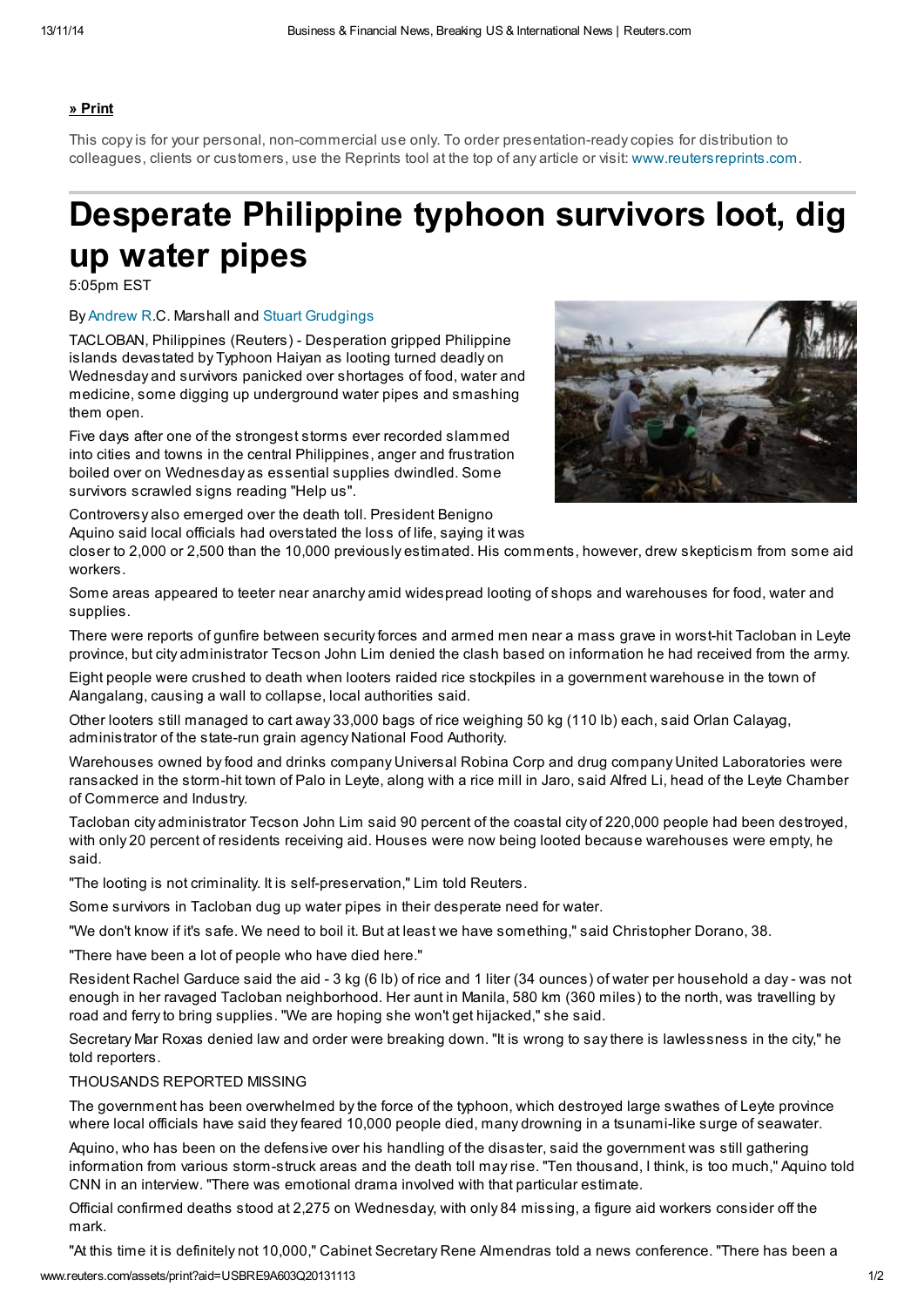**» Print**

This copy is for your personal, non-commercial use only. To order presentation-ready copies for distribution to colleagues, clients or customers, use the Reprints tool at the top of any article or visit: www.reutersreprints.com.

# Desperate Philippine typhoon survivors loot, dig up water pipes

5:05pm EST

By Andrew R.C. Marshall and Stuart Grudgings

TACLOBAN, Philippines (Reuters) - Desperation gripped Philippine islands devastated by Typhoon Haiyan as looting turned deadly on Wednesday and survivors panicked over shortages of food, water and medicine, some digging up underground water pipes and smashing them open.

Five days after one of the strongest storms ever recorded slammed into cities and towns in the central Philippines, anger and frustration boiled over on Wednesday as essential supplies dwindled. Some survivors scrawled signs reading "Help us".

Controversy also emerged over the death toll. President Benigno Aquino said local officials had overstated the loss of life, saying it was closer to 2,000 or 2,500 than the 10,000 previously estimated. His comments, however, drew skepticism from some aid workers.

Some areas appeared to teeter near anarchy amid widespread looting of shops and warehouses for food, water and supplies.

There were reports of gunfire between security forces and armed men near a mass grave in worst-hit Tacloban in Leyte province, but city administrator Tecson John Lim denied the clash based on information he had received from the army.

Eight people were crushed to death when looters raided rice stockpiles in a government warehouse in the town of Alangalang, causing a wall to collapse, local authorities said.

Other looters still managed to cart away 33,000 bags of rice weighing 50 kg (110 lb) each, said Orlan Calayag, administrator of the state-run grain agency National Food Authority.

Warehouses owned by food and drinks company Universal Robina Corp and drug company United Laboratories were ransacked in the storm-hit town of Palo in Leyte, along with a rice mill in Jaro, said Alfred Li, head of the Leyte Chamber of Commerce and Industry.

Tacloban city administrator Tecson John Lim said 90 percent of the coastal city of 220,000 people had been destroyed, with only 20 percent of residents receiving aid. Houses were now being looted because warehouses were empty, he said.

"The looting is not criminality. It is self-preservation," Lim told Reuters.

Some survivors in Tacloban dug up water pipes in their desperate need for water.

"We don't know if it's safe. We need to boil it. But at least we have something," said Christopher Dorano, 38.

"There have been a lot of people who have died here."

Resident Rachel Garduce said the aid - 3 kg (6 lb) of rice and 1 liter (34 ounces) of water per household a day - was not enough in her ravaged Tacloban neighborhood. Her aunt in Manila, 580 km (360 miles) to the north, was travelling by road and ferry to bring supplies. "We are hoping she won't get hijacked," she said.

Secretary Mar Roxas denied law and order were breaking down. "It is wrong to say there is lawlessness in the city," he told reporters.

THOUSANDS REPORTED MISSING

The government has been overwhelmed by the force of the typhoon, which destroyed large swathes of Leyte province where local officials have said they feared 10,000 people died, many drowning in a tsunami-like surge of seawater.

Aquino, who has been on the defensive over his handling of the disaster, said the government was still gathering information from various storm-struck areas and the death toll may rise. "Ten thousand, I think, is too much," Aquino told CNN in an interview. "There was emotional drama involved with that particular estimate.

Official confirmed deaths stood at 2,275 on Wednesday, with only 84 missing, a figure aid workers consider off the mark.

"At this time it is definitely not 10,000," Cabinet Secretary Rene Almendras told a news conference. "There has been a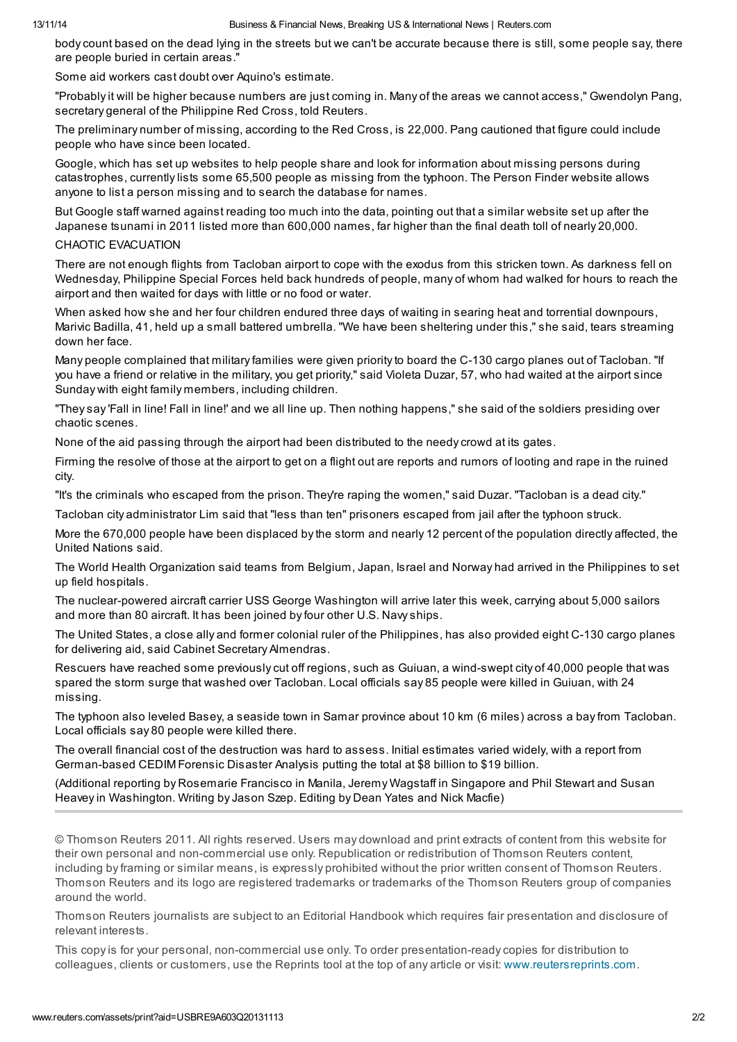body count based on the dead lying in the streets but we can't be accurate because there is still, some people say, there are people buried in certain areas."

Some aid workers cast doubt over Aquino's estimate.

"Probably it will be higher because numbers are just coming in. Many of the areas we cannot access," Gwendolyn Pang, secretary general of the Philippine Red Cross, told Reuters.

The preliminary number of missing, according to the Red Cross, is 22,000. Pang cautioned that figure could include people who have since been located.

Google, which has set up websites to help people share and look for information about missing persons during catastrophes, currently lists some 65,500 people as missing from the typhoon. The Person Finder website allows anyone to list a person missing and to search the database for names.

But Google staff warned against reading too much into the data, pointing out that a similar website set up after the Japanese tsunami in 2011 listed more than 600,000 names, far higher than the final death toll of nearly 20,000.

CHAOTIC EVACUATION

There are not enough flights from Tacloban airport to cope with the exodus from this stricken town. As darkness fell on Wednesday, Philippine Special Forces held back hundreds of people, many of whom had walked for hours to reach the airport and then waited for days with little or no food or water.

When asked how she and her four children endured three days of waiting in searing heat and torrential downpours, Marivic Badilla, 41, held up a small battered umbrella. "We have been sheltering under this," she said, tears streaming down her face.

Many people complained that military families were given priority to board the C-130 cargo planes out of Tacloban. "If you have a friend or relative in the military, you get priority," said Violeta Duzar, 57, who had waited at the airport since Sunday with eight family members, including children.

"They say 'Fall in line! Fall in line!' and we all line up. Then nothing happens," she said of the soldiers presiding over chaotic scenes.

None of the aid passing through the airport had been distributed to the needy crowd at its gates.

Firming the resolve of those at the airport to get on a flight out are reports and rumors of looting and rape in the ruined city.

"It's the criminals who escaped from the prison. They're raping the women," said Duzar. "Tacloban is a dead city."

Tacloban city administrator Lim said that "less than ten" prisoners escaped from jail after the typhoon struck.

More the 670,000 people have been displaced by the storm and nearly 12 percent of the population directly affected, the United Nations said.

The World Health Organization said teams from Belgium, Japan, Israel and Norway had arrived in the Philippines to set up field hospitals.

The nuclear-powered aircraft carrier USS George Washington will arrive later this week, carrying about 5,000 sailors and more than 80 aircraft. It has been joined by four other U.S. Navy ships.

The United States, a close ally and former colonial ruler of the Philippines, has also provided eight C-130 cargo planes for delivering aid, said Cabinet Secretary Almendras.

Rescuers have reached some previously cut off regions, such as Guiuan, a wind-swept city of 40,000 people that was spared the storm surge that washed over Tacloban. Local officials say 85 people were killed in Guiuan, with 24 missing.

The typhoon also leveled Basey, a seaside town in Samar province about 10 km (6 miles) across a bay from Tacloban. Local officials say 80 people were killed there.

The overall financial cost of the destruction was hard to assess. Initial estimates varied widely, with a report from German-based CEDIM Forensic Disaster Analysis putting the total at $8 billion to $19 billion.

(Additional reporting by Rosemarie Francisco in Manila, Jeremy Wagstaff in Singapore and Phil Stewart and Susan Heavey in Washington. Writing by Jason Szep. Editing by Dean Yates and Nick Macfie)

---

© Thomson Reuters 2011. All rights reserved. Users may download and print extracts of content from this website for their own personal and non-commercial use only. Republication or redistribution of Thomson Reuters content, including by framing or similar means, is expressly prohibited without the prior written consent of Thomson Reuters. Thomson Reuters and its logo are registered trademarks or trademarks of the Thomson Reuters group of companies around the world.

Thomson Reuters journalists are subject to an Editorial Handbook which requires fair presentation and disclosure of relevant interests.

This copy is for your personal, non-commercial use only. To order presentation-ready copies for distribution to colleagues, clients or customers, use the Reprints tool at the top of any article or visit: www.reutersreprints.com.